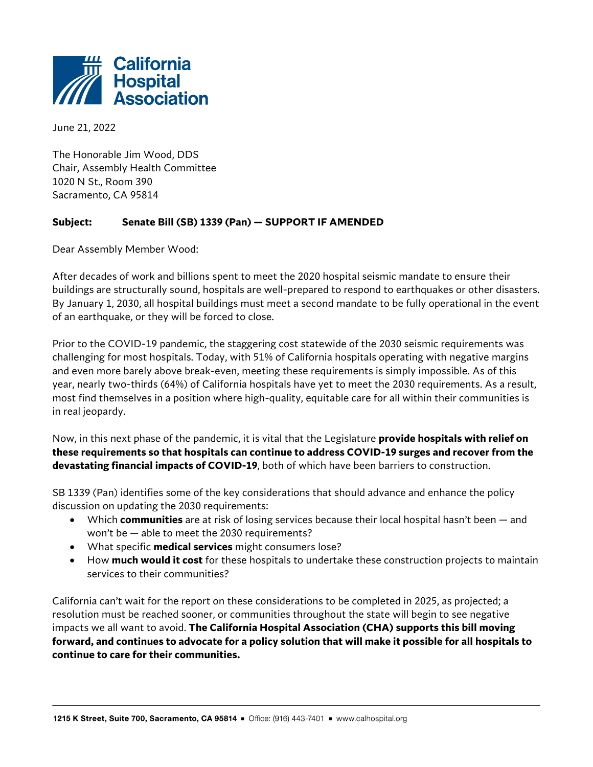# California Hospital Association

June 21, 2022

The Honorable Jim Wood, DDS
Chair, Assembly Health Committee
1020 N St., Room 390
Sacramento, CA 95814

**Subject: Senate Bill (SB) 1339 (Pan) — SUPPORT IF AMENDED**

Dear Assembly Member Wood:

After decades of work and billions spent to meet the 2020 hospital seismic mandate to ensure their buildings are structurally sound, hospitals are well-prepared to respond to earthquakes or other disasters. By January 1, 2030, all hospital buildings must meet a second mandate to be fully operational in the event of an earthquake, or they will be forced to close.

Prior to the COVID-19 pandemic, the staggering cost statewide of the 2030 seismic requirements was challenging for most hospitals. Today, with 51% of California hospitals operating with negative margins and even more barely above break-even, meeting these requirements is simply impossible. As of this year, nearly two-thirds (64%) of California hospitals have yet to meet the 2030 requirements. As a result, most find themselves in a position where high-quality, equitable care for all within their communities is in real jeopardy.

Now, in this next phase of the pandemic, it is vital that the Legislature **provide hospitals with relief on these requirements so that hospitals can continue to address COVID-19 surges and recover from the devastating financial impacts of COVID-19**, both of which have been barriers to construction.

SB 1339 (Pan) identifies some of the key considerations that should advance and enhance the policy discussion on updating the 2030 requirements:

- Which **communities** are at risk of losing services because their local hospital hasn't been — and won't be — able to meet the 2030 requirements?
- What specific **medical services** might consumers lose?
- How **much would it cost** for these hospitals to undertake these construction projects to maintain services to their communities?

California can't wait for the report on these considerations to be completed in 2025, as projected; a resolution must be reached sooner, or communities throughout the state will begin to see negative impacts we all want to avoid. **The California Hospital Association (CHA) supports this bill moving forward, and continues to advocate for a policy solution that will make it possible for all hospitals to continue to care for their communities.**

**1215 K Street, Suite 700, Sacramento, CA 95814** ▪ Office: (916) 443-7401 ▪ www.calhospital.org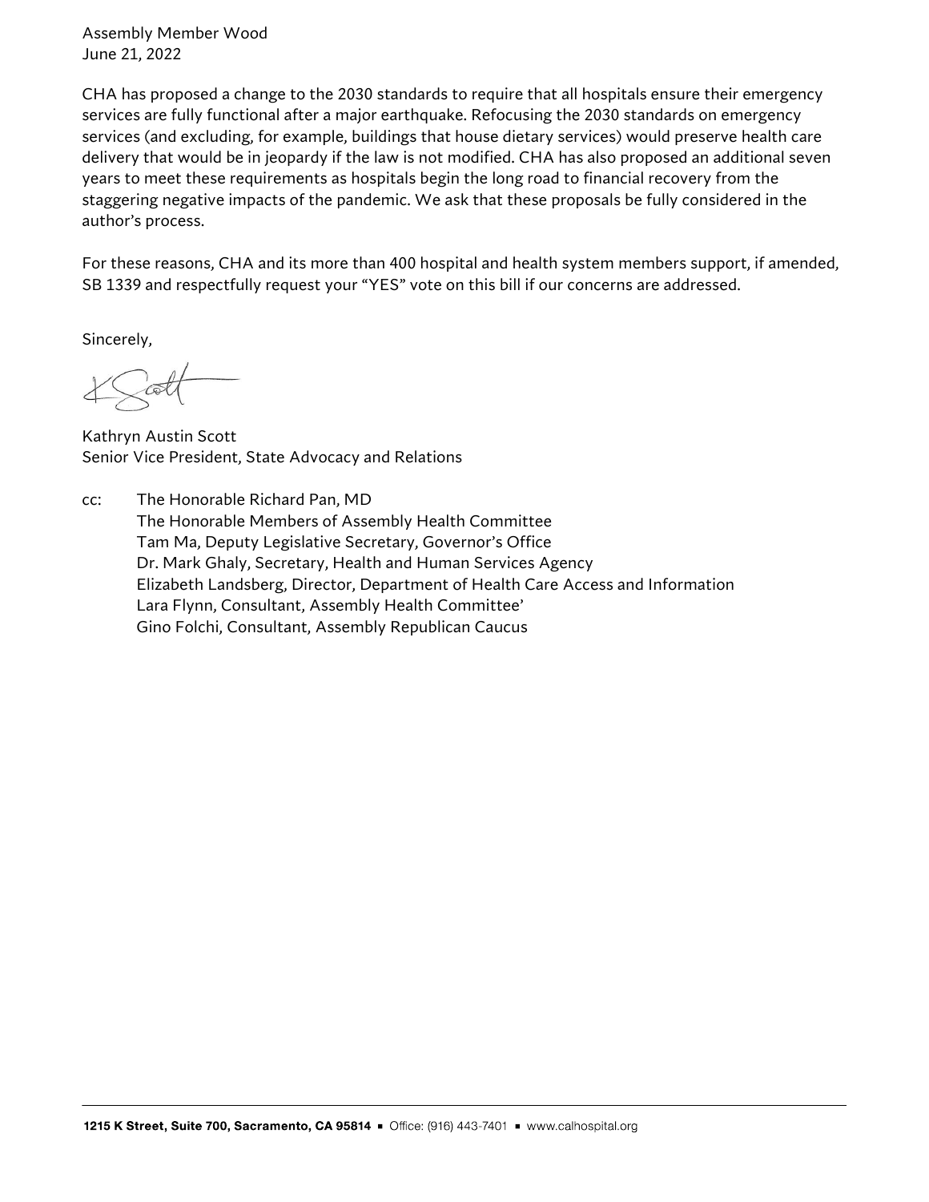Assembly Member Wood
June 21, 2022

CHA has proposed a change to the 2030 standards to require that all hospitals ensure their emergency services are fully functional after a major earthquake. Refocusing the 2030 standards on emergency services (and excluding, for example, buildings that house dietary services) would preserve health care delivery that would be in jeopardy if the law is not modified. CHA has also proposed an additional seven years to meet these requirements as hospitals begin the long road to financial recovery from the staggering negative impacts of the pandemic. We ask that these proposals be fully considered in the author's process.

For these reasons, CHA and its more than 400 hospital and health system members support, if amended, SB 1339 and respectfully request your "YES" vote on this bill if our concerns are addressed.

Sincerely,

Kathryn Austin Scott
Senior Vice President, State Advocacy and Relations

cc: The Honorable Richard Pan, MD
The Honorable Members of Assembly Health Committee
Tam Ma, Deputy Legislative Secretary, Governor's Office
Dr. Mark Ghaly, Secretary, Health and Human Services Agency
Elizabeth Landsberg, Director, Department of Health Care Access and Information
Lara Flynn, Consultant, Assembly Health Committee'
Gino Folchi, Consultant, Assembly Republican Caucus

**1215 K Street, Suite 700, Sacramento, CA 95814** ▪ Office: (916) 443-7401 ▪ www.calhospital.org